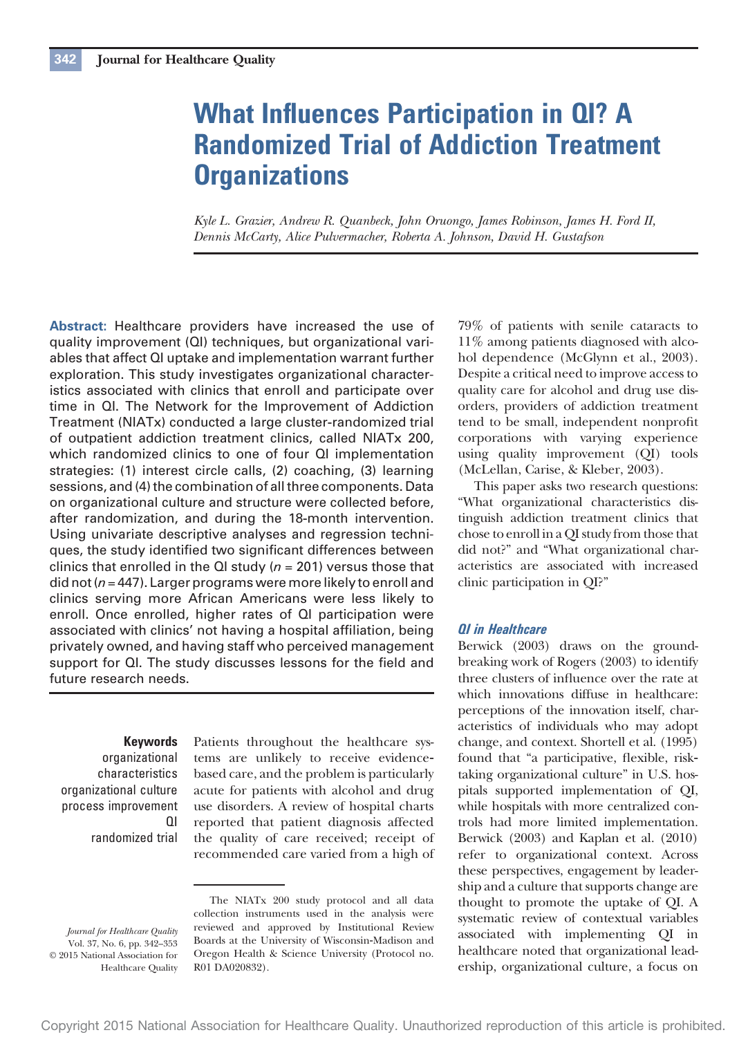# What Influences Participation in QI? A Randomized Trial of Addiction Treatment Organizations

*Kyle L. Grazier, Andrew R. Quanbeck, John Oruongo, James Robinson, James H. Ford II, Dennis McCarty, Alice Pulvermacher, Roberta A. Johnson, David H. Gustafson*

**Abstract:** Healthcare providers have increased the use of quality improvement (QI) techniques, but organizational variables that affect QI uptake and implementation warrant further exploration. This study investigates organizational characteristics associated with clinics that enroll and participate over time in QI. The Network for the Improvement of Addiction Treatment (NIATx) conducted a large cluster-randomized trial of outpatient addiction treatment clinics, called NIATx 200, which randomized clinics to one of four QI implementation strategies: (1) interest circle calls, (2) coaching, (3) learning sessions, and (4) the combination of all three components. Data on organizational culture and structure were collected before, after randomization, and during the 18-month intervention. Using univariate descriptive analyses and regression techniques, the study identified two significant differences between clinics that enrolled in the QI study ($n$ = 201) versus those that did not ($n$ = 447). Larger programs were more likely to enroll and clinics serving more African Americans were less likely to enroll. Once enrolled, higher rates of QI participation were associated with clinics' not having a hospital affiliation, being privately owned, and having staff who perceived management support for QI. The study discusses lessons for the field and future research needs.

**Keywords**
organizational characteristics
organizational culture
process improvement
QI
randomized trial

Patients throughout the healthcare systems are unlikely to receive evidence-based care, and the problem is particularly acute for patients with alcohol and drug use disorders. A review of hospital charts reported that patient diagnosis affected the quality of care received; receipt of recommended care varied from a high of 79% of patients with senile cataracts to 11% among patients diagnosed with alcohol dependence (McGlynn et al., 2003). Despite a critical need to improve access to quality care for alcohol and drug use disorders, providers of addiction treatment tend to be small, independent nonprofit corporations with varying experience using quality improvement (QI) tools (McLellan, Carise, & Kleber, 2003).

This paper asks two research questions: "What organizational characteristics distinguish addiction treatment clinics that chose to enroll in a QI study from those that did not?" and "What organizational characteristics are associated with increased clinic participation in QI?"

### *QI in Healthcare*

Berwick (2003) draws on the groundbreaking work of Rogers (2003) to identify three clusters of influence over the rate at which innovations diffuse in healthcare: perceptions of the innovation itself, characteristics of individuals who may adopt change, and context. Shortell et al. (1995) found that "a participative, flexible, risk-taking organizational culture" in U.S. hospitals supported implementation of QI, while hospitals with more centralized controls had more limited implementation. Berwick (2003) and Kaplan et al. (2010) refer to organizational context. Across these perspectives, engagement by leadership and a culture that supports change are thought to promote the uptake of QI. A systematic review of contextual variables associated with implementing QI in healthcare noted that organizational leadership, organizational culture, a focus on

The NIATx 200 study protocol and all data collection instruments used in the analysis were reviewed and approved by Institutional Review Boards at the University of Wisconsin-Madison and Oregon Health & Science University (Protocol no. R01 DA020832).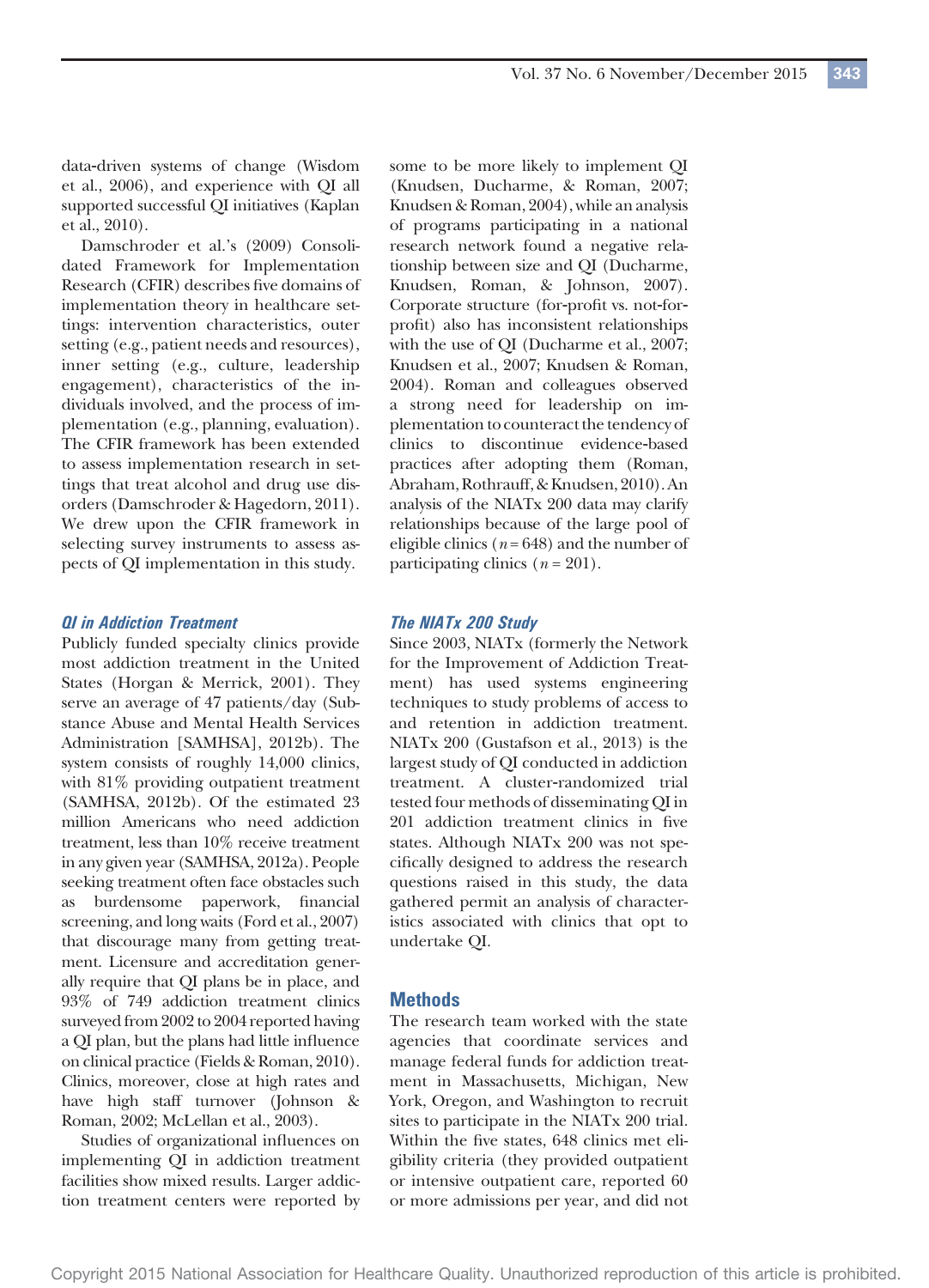data-driven systems of change (Wisdom et al., 2006), and experience with QI all supported successful QI initiatives (Kaplan et al., 2010).

Damschroder et al.'s (2009) Consolidated Framework for Implementation Research (CFIR) describes five domains of implementation theory in healthcare settings: intervention characteristics, outer setting (e.g., patient needs and resources), inner setting (e.g., culture, leadership engagement), characteristics of the individuals involved, and the process of implementation (e.g., planning, evaluation). The CFIR framework has been extended to assess implementation research in settings that treat alcohol and drug use disorders (Damschroder & Hagedorn, 2011). We drew upon the CFIR framework in selecting survey instruments to assess aspects of QI implementation in this study.

### *QI in Addiction Treatment*

Publicly funded specialty clinics provide most addiction treatment in the United States (Horgan & Merrick, 2001). They serve an average of 47 patients/day (Substance Abuse and Mental Health Services Administration [SAMHSA], 2012b). The system consists of roughly 14,000 clinics, with 81% providing outpatient treatment (SAMHSA, 2012b). Of the estimated 23 million Americans who need addiction treatment, less than 10% receive treatment in any given year (SAMHSA, 2012a). People seeking treatment often face obstacles such as burdensome paperwork, financial screening, and long waits (Ford et al., 2007) that discourage many from getting treatment. Licensure and accreditation generally require that QI plans be in place, and 93% of 749 addiction treatment clinics surveyed from 2002 to 2004 reported having a QI plan, but the plans had little influence on clinical practice (Fields & Roman, 2010). Clinics, moreover, close at high rates and have high staff turnover (Johnson & Roman, 2002; McLellan et al., 2003).

Studies of organizational influences on implementing QI in addiction treatment facilities show mixed results. Larger addiction treatment centers were reported by some to be more likely to implement QI (Knudsen, Ducharme, & Roman, 2007; Knudsen & Roman, 2004), while an analysis of programs participating in a national research network found a negative relationship between size and QI (Ducharme, Knudsen, Roman, & Johnson, 2007). Corporate structure (for-profit vs. not-for-profit) also has inconsistent relationships with the use of QI (Ducharme et al., 2007; Knudsen et al., 2007; Knudsen & Roman, 2004). Roman and colleagues observed a strong need for leadership on implementation to counteract the tendency of clinics to discontinue evidence-based practices after adopting them (Roman, Abraham, Rothrauff, & Knudsen, 2010). An analysis of the NIATx 200 data may clarify relationships because of the large pool of eligible clinics ($n = 648$) and the number of participating clinics ($n = 201$).

### *The NIATx 200 Study*

Since 2003, NIATx (formerly the Network for the Improvement of Addiction Treatment) has used systems engineering techniques to study problems of access to and retention in addiction treatment. NIATx 200 (Gustafson et al., 2013) is the largest study of QI conducted in addiction treatment. A cluster-randomized trial tested four methods of disseminating QI in 201 addiction treatment clinics in five states. Although NIATx 200 was not specifically designed to address the research questions raised in this study, the data gathered permit an analysis of characteristics associated with clinics that opt to undertake QI.

## Methods

The research team worked with the state agencies that coordinate services and manage federal funds for addiction treatment in Massachusetts, Michigan, New York, Oregon, and Washington to recruit sites to participate in the NIATx 200 trial. Within the five states, 648 clinics met eligibility criteria (they provided outpatient or intensive outpatient care, reported 60 or more admissions per year, and did not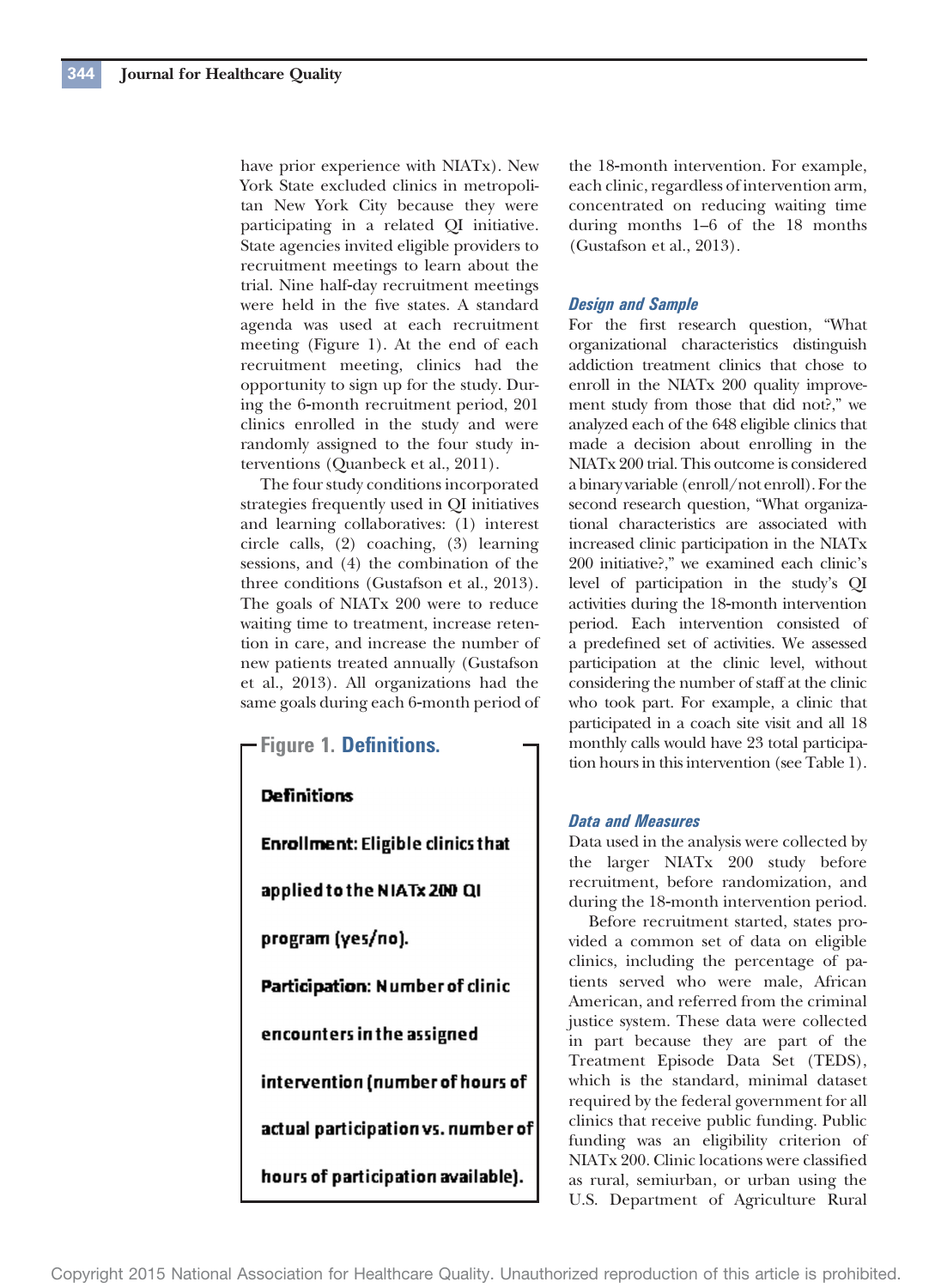have prior experience with NIATx). New York State excluded clinics in metropolitan New York City because they were participating in a related QI initiative. State agencies invited eligible providers to recruitment meetings to learn about the trial. Nine half-day recruitment meetings were held in the five states. A standard agenda was used at each recruitment meeting (Figure 1). At the end of each recruitment meeting, clinics had the opportunity to sign up for the study. During the 6-month recruitment period, 201 clinics enrolled in the study and were randomly assigned to the four study interventions (Quanbeck et al., 2011).

The four study conditions incorporated strategies frequently used in QI initiatives and learning collaboratives: (1) interest circle calls, (2) coaching, (3) learning sessions, and (4) the combination of the three conditions (Gustafson et al., 2013). The goals of NIATx 200 were to reduce waiting time to treatment, increase retention in care, and increase the number of new patients treated annually (Gustafson et al., 2013). All organizations had the same goals during each 6-month period of the 18-month intervention. For example, each clinic, regardless of intervention arm, concentrated on reducing waiting time during months 1–6 of the 18 months (Gustafson et al., 2013).

**Figure 1. Definitions.**

**Definitions**

**Enrollment:** Eligible clinics that applied to the NIATx 200 QI program (yes/no).

**Participation:** Number of clinic encounters in the assigned intervention (number of hours of actual participation vs. number of hours of participation available).

### Design and Sample

For the first research question, "What organizational characteristics distinguish addiction treatment clinics that chose to enroll in the NIATx 200 quality improvement study from those that did not?," we analyzed each of the 648 eligible clinics that made a decision about enrolling in the NIATx 200 trial. This outcome is considered a binary variable (enroll/not enroll). For the second research question, "What organizational characteristics are associated with increased clinic participation in the NIATx 200 initiative?," we examined each clinic's level of participation in the study's QI activities during the 18-month intervention period. Each intervention consisted of a predefined set of activities. We assessed participation at the clinic level, without considering the number of staff at the clinic who took part. For example, a clinic that participated in a coach site visit and all 18 monthly calls would have 23 total participation hours in this intervention (see Table 1).

### Data and Measures

Data used in the analysis were collected by the larger NIATx 200 study before recruitment, before randomization, and during the 18-month intervention period.

Before recruitment started, states provided a common set of data on eligible clinics, including the percentage of patients served who were male, African American, and referred from the criminal justice system. These data were collected in part because they are part of the Treatment Episode Data Set (TEDS), which is the standard, minimal dataset required by the federal government for all clinics that receive public funding. Public funding was an eligibility criterion of NIATx 200. Clinic locations were classified as rural, semiurban, or urban using the U.S. Department of Agriculture Rural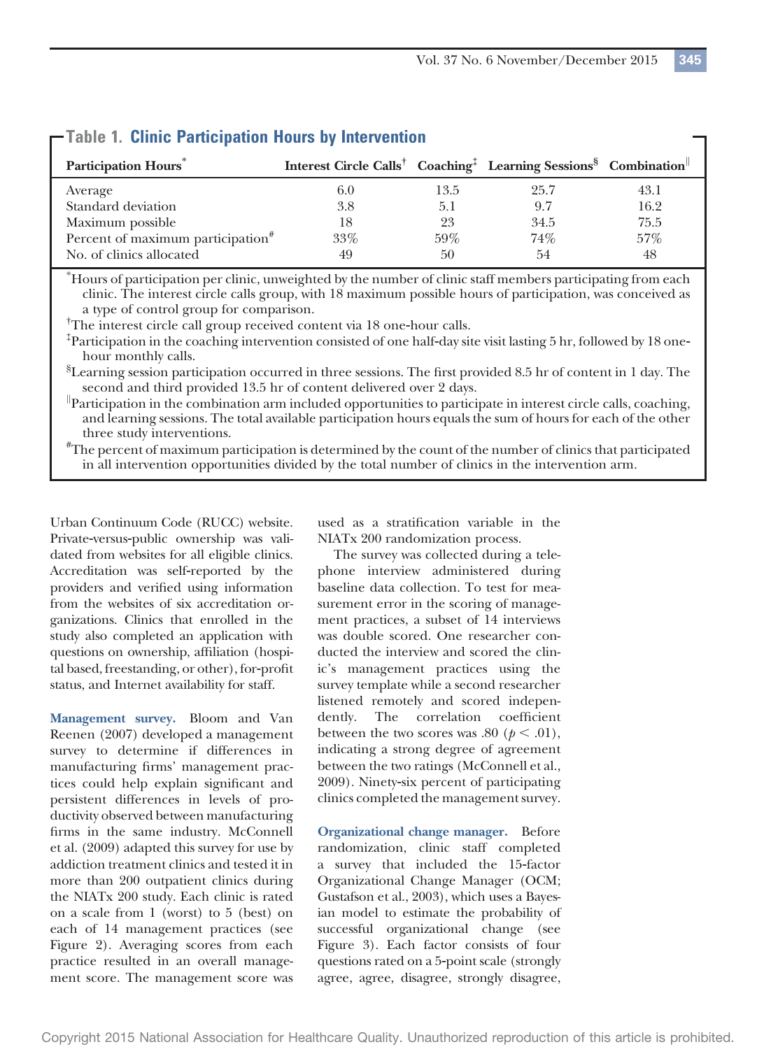## Table 1. Clinic Participation Hours by Intervention

| Participation Hours* | Interest Circle Calls† | Coaching‡ | Learning Sessions§ | Combination‖ |
|---|---|---|---|---|
| Average | 6.0 | 13.5 | 25.7 | 43.1 |
| Standard deviation | 3.8 | 5.1 | 9.7 | 16.2 |
| Maximum possible | 18 | 23 | 34.5 | 75.5 |
| Percent of maximum participation# | 33% | 59% | 74% | 57% |
| No. of clinics allocated | 49 | 50 | 54 | 48 |

*Hours of participation per clinic, unweighted by the number of clinic staff members participating from each clinic. The interest circle calls group, with 18 maximum possible hours of participation, was conceived as a type of control group for comparison.

†The interest circle call group received content via 18 one-hour calls.

‡Participation in the coaching intervention consisted of one half-day site visit lasting 5 hr, followed by 18 one-hour monthly calls.

§Learning session participation occurred in three sessions. The first provided 8.5 hr of content in 1 day. The second and third provided 13.5 hr of content delivered over 2 days.

‖Participation in the combination arm included opportunities to participate in interest circle calls, coaching, and learning sessions. The total available participation hours equals the sum of hours for each of the other three study interventions.

#The percent of maximum participation is determined by the count of the number of clinics that participated in all intervention opportunities divided by the total number of clinics in the intervention arm.

Urban Continuum Code (RUCC) website. Private-versus-public ownership was validated from websites for all eligible clinics. Accreditation was self-reported by the providers and verified using information from the websites of six accreditation organizations. Clinics that enrolled in the study also completed an application with questions on ownership, affiliation (hospital based, freestanding, or other), for-profit status, and Internet availability for staff.

**Management survey.** Bloom and Van Reenen (2007) developed a management survey to determine if differences in manufacturing firms' management practices could help explain significant and persistent differences in levels of productivity observed between manufacturing firms in the same industry. McConnell et al. (2009) adapted this survey for use by addiction treatment clinics and tested it in more than 200 outpatient clinics during the NIATx 200 study. Each clinic is rated on a scale from 1 (worst) to 5 (best) on each of 14 management practices (see Figure 2). Averaging scores from each practice resulted in an overall management score. The management score was used as a stratification variable in the NIATx 200 randomization process.

The survey was collected during a telephone interview administered during baseline data collection. To test for measurement error in the scoring of management practices, a subset of 14 interviews was double scored. One researcher conducted the interview and scored the clinic's management practices using the survey template while a second researcher listened remotely and scored independently. The correlation coefficient between the two scores was .80 ($p < .01$), indicating a strong degree of agreement between the two ratings (McConnell et al., 2009). Ninety-six percent of participating clinics completed the management survey.

**Organizational change manager.** Before randomization, clinic staff completed a survey that included the 15-factor Organizational Change Manager (OCM; Gustafson et al., 2003), which uses a Bayesian model to estimate the probability of successful organizational change (see Figure 3). Each factor consists of four questions rated on a 5-point scale (strongly agree, agree, disagree, strongly disagree,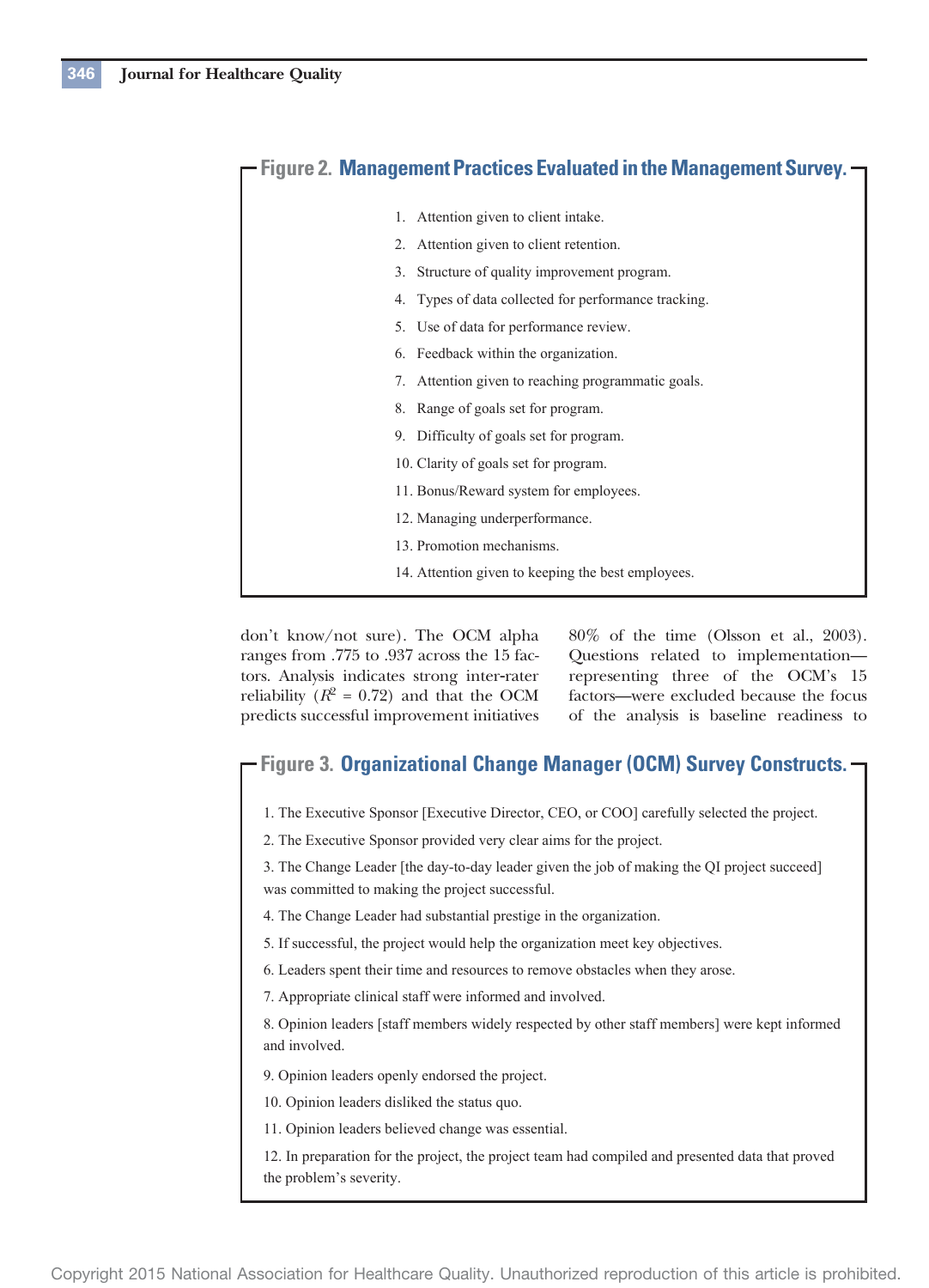**Figure 2. Management Practices Evaluated in the Management Survey.**

1. Attention given to client intake.
2. Attention given to client retention.
3. Structure of quality improvement program.
4. Types of data collected for performance tracking.
5. Use of data for performance review.
6. Feedback within the organization.
7. Attention given to reaching programmatic goals.
8. Range of goals set for program.
9. Difficulty of goals set for program.
10. Clarity of goals set for program.
11. Bonus/Reward system for employees.
12. Managing underperformance.
13. Promotion mechanisms.
14. Attention given to keeping the best employees.

don't know/not sure). The OCM alpha ranges from .775 to .937 across the 15 factors. Analysis indicates strong inter-rater reliability ($R^2 = 0.72$) and that the OCM predicts successful improvement initiatives 80% of the time (Olsson et al., 2003). Questions related to implementation—representing three of the OCM's 15 factors—were excluded because the focus of the analysis is baseline readiness to

**Figure 3. Organizational Change Manager (OCM) Survey Constructs.**

1. The Executive Sponsor [Executive Director, CEO, or COO] carefully selected the project.
2. The Executive Sponsor provided very clear aims for the project.
3. The Change Leader [the day-to-day leader given the job of making the QI project succeed] was committed to making the project successful.
4. The Change Leader had substantial prestige in the organization.
5. If successful, the project would help the organization meet key objectives.
6. Leaders spent their time and resources to remove obstacles when they arose.
7. Appropriate clinical staff were informed and involved.
8. Opinion leaders [staff members widely respected by other staff members] were kept informed and involved.
9. Opinion leaders openly endorsed the project.
10. Opinion leaders disliked the status quo.
11. Opinion leaders believed change was essential.
12. In preparation for the project, the project team had compiled and presented data that proved the problem's severity.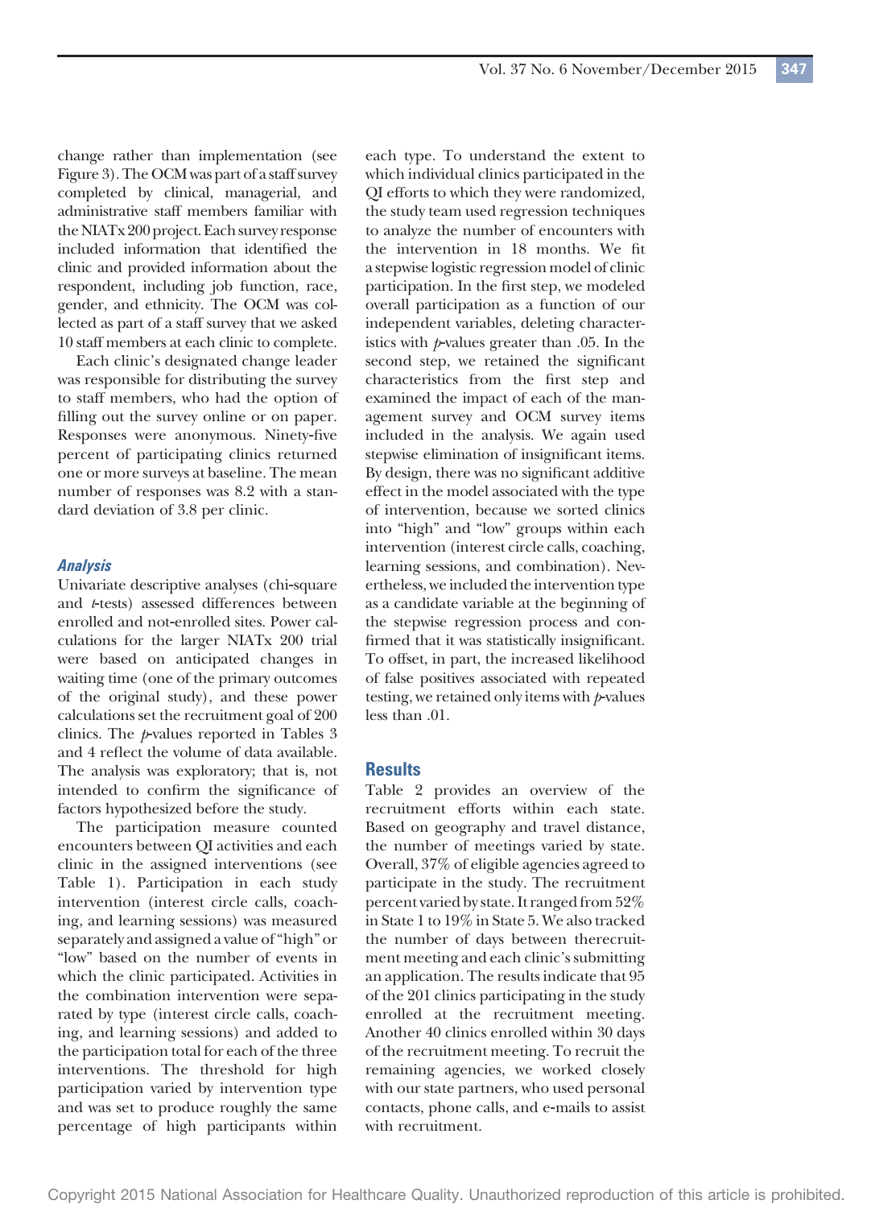change rather than implementation (see Figure 3). The OCM was part of a staff survey completed by clinical, managerial, and administrative staff members familiar with the NIATx 200 project. Each survey response included information that identified the clinic and provided information about the respondent, including job function, race, gender, and ethnicity. The OCM was collected as part of a staff survey that we asked 10 staff members at each clinic to complete.

Each clinic's designated change leader was responsible for distributing the survey to staff members, who had the option of filling out the survey online or on paper. Responses were anonymous. Ninety-five percent of participating clinics returned one or more surveys at baseline. The mean number of responses was 8.2 with a standard deviation of 3.8 per clinic.

### Analysis

Univariate descriptive analyses (chi-square and *t*-tests) assessed differences between enrolled and not-enrolled sites. Power calculations for the larger NIATx 200 trial were based on anticipated changes in waiting time (one of the primary outcomes of the original study), and these power calculations set the recruitment goal of 200 clinics. The *p*-values reported in Tables 3 and 4 reflect the volume of data available. The analysis was exploratory; that is, not intended to confirm the significance of factors hypothesized before the study.

The participation measure counted encounters between QI activities and each clinic in the assigned interventions (see Table 1). Participation in each study intervention (interest circle calls, coaching, and learning sessions) was measured separately and assigned a value of "high" or "low" based on the number of events in which the clinic participated. Activities in the combination intervention were separated by type (interest circle calls, coaching, and learning sessions) and added to the participation total for each of the three interventions. The threshold for high participation varied by intervention type and was set to produce roughly the same percentage of high participants within each type. To understand the extent to which individual clinics participated in the QI efforts to which they were randomized, the study team used regression techniques to analyze the number of encounters with the intervention in 18 months. We fit a stepwise logistic regression model of clinic participation. In the first step, we modeled overall participation as a function of our independent variables, deleting characteristics with *p*-values greater than .05. In the second step, we retained the significant characteristics from the first step and examined the impact of each of the management survey and OCM survey items included in the analysis. We again used stepwise elimination of insignificant items. By design, there was no significant additive effect in the model associated with the type of intervention, because we sorted clinics into "high" and "low" groups within each intervention (interest circle calls, coaching, learning sessions, and combination). Nevertheless, we included the intervention type as a candidate variable at the beginning of the stepwise regression process and confirmed that it was statistically insignificant. To offset, in part, the increased likelihood of false positives associated with repeated testing, we retained only items with *p*-values less than .01.

## Results

Table 2 provides an overview of the recruitment efforts within each state. Based on geography and travel distance, the number of meetings varied by state. Overall, 37% of eligible agencies agreed to participate in the study. The recruitment percent varied by state. It ranged from 52% in State 1 to 19% in State 5. We also tracked the number of days between therecruitment meeting and each clinic's submitting an application. The results indicate that 95 of the 201 clinics participating in the study enrolled at the recruitment meeting. Another 40 clinics enrolled within 30 days of the recruitment meeting. To recruit the remaining agencies, we worked closely with our state partners, who used personal contacts, phone calls, and e-mails to assist with recruitment.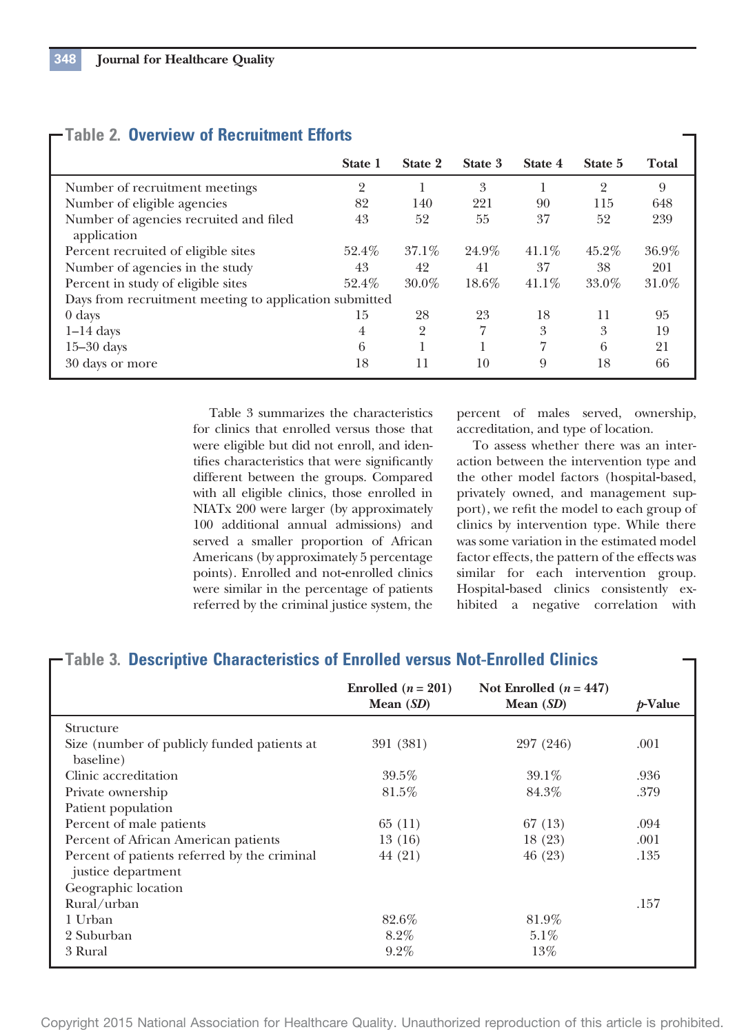**Table 2. Overview of Recruitment Efforts**

| | State 1 | State 2 | State 3 | State 4 | State 5 | Total |
|---|---|---|---|---|---|---|
| Number of recruitment meetings | 2 | 1 | 3 | 1 | 2 | 9 |
| Number of eligible agencies | 82 | 140 | 221 | 90 | 115 | 648 |
| Number of agencies recruited and filed application | 43 | 52 | 55 | 37 | 52 | 239 |
| Percent recruited of eligible sites | 52.4% | 37.1% | 24.9% | 41.1% | 45.2% | 36.9% |
| Number of agencies in the study | 43 | 42 | 41 | 37 | 38 | 201 |
| Percent in study of eligible sites | 52.4% | 30.0% | 18.6% | 41.1% | 33.0% | 31.0% |
| Days from recruitment meeting to application submitted | | | | | | |
| 0 days | 15 | 28 | 23 | 18 | 11 | 95 |
| 1–14 days | 4 | 2 | 7 | 3 | 3 | 19 |
| 15–30 days | 6 | 1 | 1 | 7 | 6 | 21 |
| 30 days or more | 18 | 11 | 10 | 9 | 18 | 66 |

Table 3 summarizes the characteristics for clinics that enrolled versus those that were eligible but did not enroll, and identifies characteristics that were significantly different between the groups. Compared with all eligible clinics, those enrolled in NIATx 200 were larger (by approximately 100 additional annual admissions) and served a smaller proportion of African Americans (by approximately 5 percentage points). Enrolled and not-enrolled clinics were similar in the percentage of patients referred by the criminal justice system, the percent of males served, ownership, accreditation, and type of location.

To assess whether there was an interaction between the intervention type and the other model factors (hospital-based, privately owned, and management support), we refit the model to each group of clinics by intervention type. While there was some variation in the estimated model factor effects, the pattern of the effects was similar for each intervention group. Hospital-based clinics consistently exhibited a negative correlation with

**Table 3. Descriptive Characteristics of Enrolled versus Not-Enrolled Clinics**

| | Enrolled ($n = 201$) Mean (*SD*) | Not Enrolled ($n = 447$) Mean (*SD*) | *p*-Value |
|---|---|---|---|
| Structure | | | |
| Size (number of publicly funded patients at baseline) | 391 (381) | 297 (246) | .001 |
| Clinic accreditation | 39.5% | 39.1% | .936 |
| Private ownership | 81.5% | 84.3% | .379 |
| Patient population | | | |
| Percent of male patients | 65 (11) | 67 (13) | .094 |
| Percent of African American patients | 13 (16) | 18 (23) | .001 |
| Percent of patients referred by the criminal justice department | 44 (21) | 46 (23) | .135 |
| Geographic location | | | |
| Rural/urban | | | .157 |
| 1 Urban | 82.6% | 81.9% | |
| 2 Suburban | 8.2% | 5.1% | |
| 3 Rural | 9.2% | 13% | |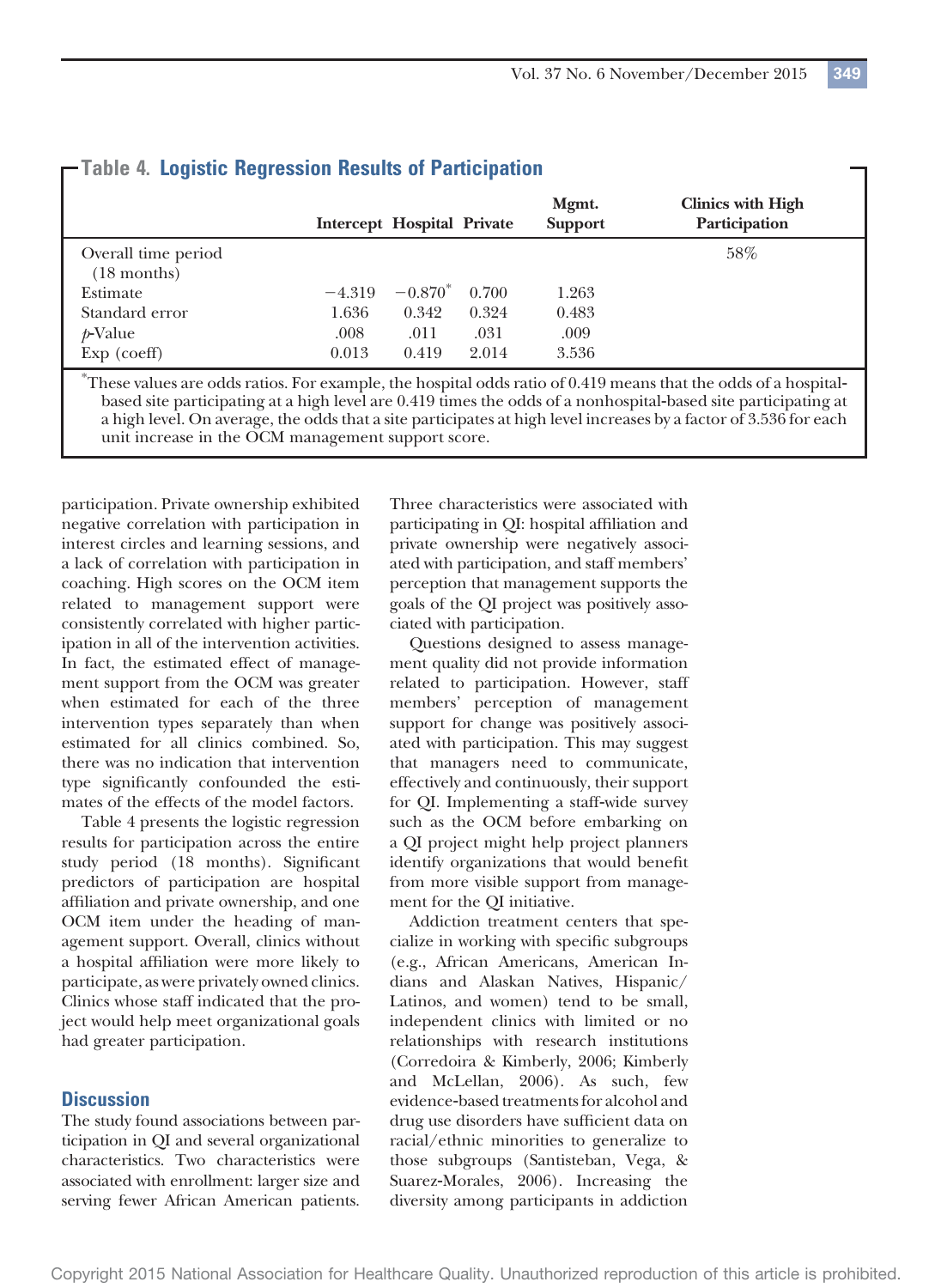**Table 4. Logistic Regression Results of Participation**

| | Intercept | Hospital | Private | Mgmt. Support | Clinics with High Participation |
|---|---|---|---|---|---|
| Overall time period (18 months) | | | | | 58% |
| Estimate | −4.319 | −0.870* | 0.700 | 1.263 | |
| Standard error | 1.636 | 0.342 | 0.324 | 0.483 | |
| *p*-Value | .008 | .011 | .031 | .009 | |
| Exp (coeff) | 0.013 | 0.419 | 2.014 | 3.536 | |

*These values are odds ratios. For example, the hospital odds ratio of 0.419 means that the odds of a hospital-based site participating at a high level are 0.419 times the odds of a nonhospital-based site participating at a high level. On average, the odds that a site participates at high level increases by a factor of 3.536 for each unit increase in the OCM management support score.

participation. Private ownership exhibited negative correlation with participation in interest circles and learning sessions, and a lack of correlation with participation in coaching. High scores on the OCM item related to management support were consistently correlated with higher participation in all of the intervention activities. In fact, the estimated effect of management support from the OCM was greater when estimated for each of the three intervention types separately than when estimated for all clinics combined. So, there was no indication that intervention type significantly confounded the estimates of the effects of the model factors.

Table 4 presents the logistic regression results for participation across the entire study period (18 months). Significant predictors of participation are hospital affiliation and private ownership, and one OCM item under the heading of management support. Overall, clinics without a hospital affiliation were more likely to participate, as were privately owned clinics. Clinics whose staff indicated that the project would help meet organizational goals had greater participation.

## Discussion

The study found associations between participation in QI and several organizational characteristics. Two characteristics were associated with enrollment: larger size and serving fewer African American patients. Three characteristics were associated with participating in QI: hospital affiliation and private ownership were negatively associated with participation, and staff members' perception that management supports the goals of the QI project was positively associated with participation.

Questions designed to assess management quality did not provide information related to participation. However, staff members' perception of management support for change was positively associated with participation. This may suggest that managers need to communicate, effectively and continuously, their support for QI. Implementing a staff-wide survey such as the OCM before embarking on a QI project might help project planners identify organizations that would benefit from more visible support from management for the QI initiative.

Addiction treatment centers that specialize in working with specific subgroups (e.g., African Americans, American Indians and Alaskan Natives, Hispanic/Latinos, and women) tend to be small, independent clinics with limited or no relationships with research institutions (Corredoira & Kimberly, 2006; Kimberly and McLellan, 2006). As such, few evidence-based treatments for alcohol and drug use disorders have sufficient data on racial/ethnic minorities to generalize to those subgroups (Santisteban, Vega, & Suarez-Morales, 2006). Increasing the diversity among participants in addiction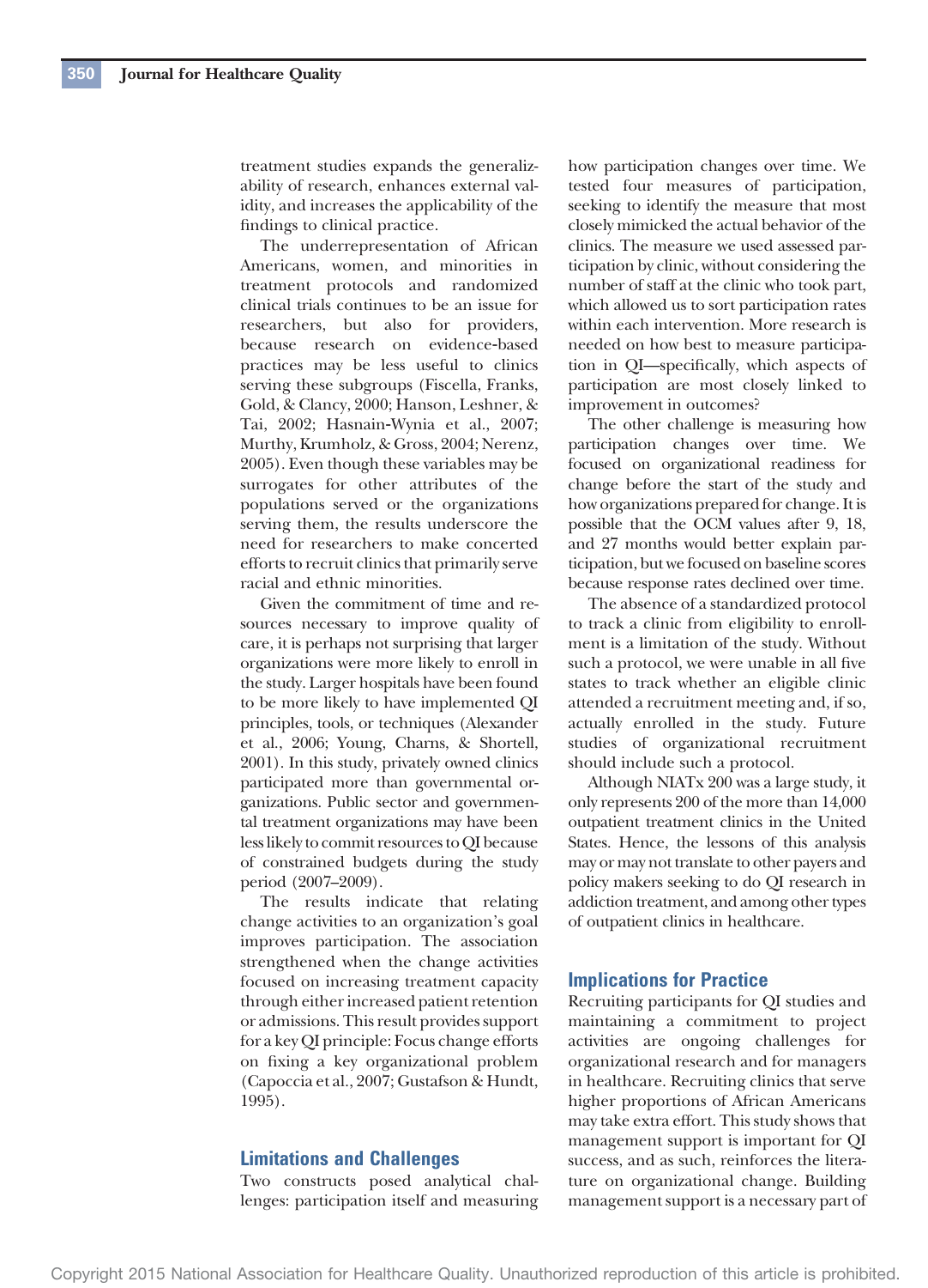treatment studies expands the generalizability of research, enhances external validity, and increases the applicability of the findings to clinical practice.

The underrepresentation of African Americans, women, and minorities in treatment protocols and randomized clinical trials continues to be an issue for researchers, but also for providers, because research on evidence-based practices may be less useful to clinics serving these subgroups (Fiscella, Franks, Gold, & Clancy, 2000; Hanson, Leshner, & Tai, 2002; Hasnain-Wynia et al., 2007; Murthy, Krumholz, & Gross, 2004; Nerenz, 2005). Even though these variables may be surrogates for other attributes of the populations served or the organizations serving them, the results underscore the need for researchers to make concerted efforts to recruit clinics that primarily serve racial and ethnic minorities.

Given the commitment of time and resources necessary to improve quality of care, it is perhaps not surprising that larger organizations were more likely to enroll in the study. Larger hospitals have been found to be more likely to have implemented QI principles, tools, or techniques (Alexander et al., 2006; Young, Charns, & Shortell, 2001). In this study, privately owned clinics participated more than governmental organizations. Public sector and governmental treatment organizations may have been less likely to commit resources to QI because of constrained budgets during the study period (2007–2009).

The results indicate that relating change activities to an organization's goal improves participation. The association strengthened when the change activities focused on increasing treatment capacity through either increased patient retention or admissions. This result provides support for a key QI principle: Focus change efforts on fixing a key organizational problem (Capoccia et al., 2007; Gustafson & Hundt, 1995).

## Limitations and Challenges

Two constructs posed analytical challenges: participation itself and measuring how participation changes over time. We tested four measures of participation, seeking to identify the measure that most closely mimicked the actual behavior of the clinics. The measure we used assessed participation by clinic, without considering the number of staff at the clinic who took part, which allowed us to sort participation rates within each intervention. More research is needed on how best to measure participation in QI—specifically, which aspects of participation are most closely linked to improvement in outcomes?

The other challenge is measuring how participation changes over time. We focused on organizational readiness for change before the start of the study and how organizations prepared for change. It is possible that the OCM values after 9, 18, and 27 months would better explain participation, but we focused on baseline scores because response rates declined over time.

The absence of a standardized protocol to track a clinic from eligibility to enrollment is a limitation of the study. Without such a protocol, we were unable in all five states to track whether an eligible clinic attended a recruitment meeting and, if so, actually enrolled in the study. Future studies of organizational recruitment should include such a protocol.

Although NIATx 200 was a large study, it only represents 200 of the more than 14,000 outpatient treatment clinics in the United States. Hence, the lessons of this analysis may or may not translate to other payers and policy makers seeking to do QI research in addiction treatment, and among other types of outpatient clinics in healthcare.

## Implications for Practice

Recruiting participants for QI studies and maintaining a commitment to project activities are ongoing challenges for organizational research and for managers in healthcare. Recruiting clinics that serve higher proportions of African Americans may take extra effort. This study shows that management support is important for QI success, and as such, reinforces the literature on organizational change. Building management support is a necessary part of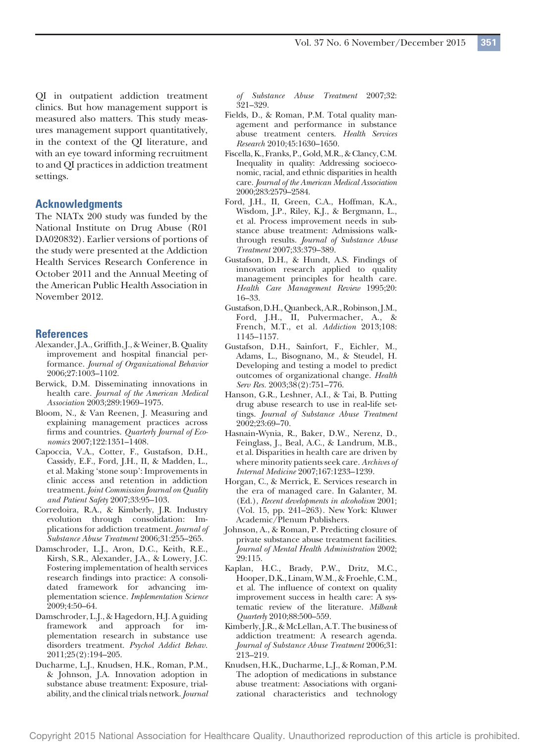QI in outpatient addiction treatment clinics. But how management support is measured also matters. This study measures management support quantitatively, in the context of the QI literature, and with an eye toward informing recruitment to and QI practices in addiction treatment settings.

## Acknowledgments

The NIATx 200 study was funded by the National Institute on Drug Abuse (R01 DA020832). Earlier versions of portions of the study were presented at the Addiction Health Services Research Conference in October 2011 and the Annual Meeting of the American Public Health Association in November 2012.

## References

Alexander, J.A., Griffith, J., & Weiner, B. Quality improvement and hospital financial performance. *Journal of Organizational Behavior* 2006;27:1003–1102.

Berwick, D.M. Disseminating innovations in health care. *Journal of the American Medical Association* 2003;289:1969–1975.

Bloom, N., & Van Reenen, J. Measuring and explaining management practices across firms and countries. *Quarterly Journal of Economics* 2007;122:1351–1408.

Capoccia, V.A., Cotter, F., Gustafson, D.H., Cassidy, E.F., Ford, J.H., II, & Madden, L., et al. Making 'stone soup': Improvements in clinic access and retention in addiction treatment. *Joint Commission Journal on Quality and Patient Safety* 2007;33:95–103.

Corredoira, R.A., & Kimberly, J.R. Industry evolution through consolidation: Implications for addiction treatment. *Journal of Substance Abuse Treatment* 2006;31:255–265.

Damschroder, L.J., Aron, D.C., Keith, R.E., Kirsh, S.R., Alexander, J.A., & Lowery, J.C. Fostering implementation of health services research findings into practice: A consolidated framework for advancing implementation science. *Implementation Science* 2009;4:50–64.

Damschroder, L.J., & Hagedorn, H.J. A guiding framework and approach for implementation research in substance use disorders treatment. *Psychol Addict Behav.* 2011;25(2):194–205.

Ducharme, L.J., Knudsen, H.K., Roman, P.M., & Johnson, J.A. Innovation adoption in substance abuse treatment: Exposure, trialability, and the clinical trials network. *Journal of Substance Abuse Treatment* 2007;32: 321–329.

Fields, D., & Roman, P.M. Total quality management and performance in substance abuse treatment centers. *Health Services Research* 2010;45:1630–1650.

Fiscella, K., Franks, P., Gold, M.R., & Clancy, C.M. Inequality in quality: Addressing socioeconomic, racial, and ethnic disparities in health care. *Journal of the American Medical Association* 2000;283:2579–2584.

Ford, J.H., II, Green, C.A., Hoffman, K.A., Wisdom, J.P., Riley, K.J., & Bergmann, L., et al. Process improvement needs in substance abuse treatment: Admissions walk-through results. *Journal of Substance Abuse Treatment* 2007;33:379–389.

Gustafson, D.H., & Hundt, A.S. Findings of innovation research applied to quality management principles for health care. *Health Care Management Review* 1995;20: 16–33.

Gustafson, D.H., Quanbeck, A.R., Robinson, J.M., Ford, J.H., II, Pulvermacher, A., & French, M.T., et al. *Addiction* 2013;108: 1145–1157.

Gustafson, D.H., Sainfort, F., Eichler, M., Adams, L., Bisognano, M., & Steudel, H. Developing and testing a model to predict outcomes of organizational change. *Health Serv Res.* 2003;38(2):751–776.

Hanson, G.R., Leshner, A.I., & Tai, B. Putting drug abuse research to use in real-life settings. *Journal of Substance Abuse Treatment* 2002;23:69–70.

Hasnain-Wynia, R., Baker, D.W., Nerenz, D., Feinglass, J., Beal, A.C., & Landrum, M.B., et al. Disparities in health care are driven by where minority patients seek care. *Archives of Internal Medicine* 2007;167:1233–1239.

Horgan, C., & Merrick, E. Services research in the era of managed care. In Galanter, M. (Ed.), *Recent developments in alcoholism* 2001; (Vol. 15, pp. 241–263). New York: Kluwer Academic/Plenum Publishers.

Johnson, A., & Roman, P. Predicting closure of private substance abuse treatment facilities. *Journal of Mental Health Administration* 2002; 29:115.

Kaplan, H.C., Brady, P.W., Dritz, M.C., Hooper, D.K., Linam, W.M., & Froehle, C.M., et al. The influence of context on quality improvement success in health care: A systematic review of the literature. *Milbank Quarterly* 2010;88:500–559.

Kimberly, J.R., & McLellan, A.T. The business of addiction treatment: A research agenda. *Journal of Substance Abuse Treatment* 2006;31: 213–219.

Knudsen, H.K., Ducharme, L.J., & Roman, P.M. The adoption of medications in substance abuse treatment: Associations with organizational characteristics and technology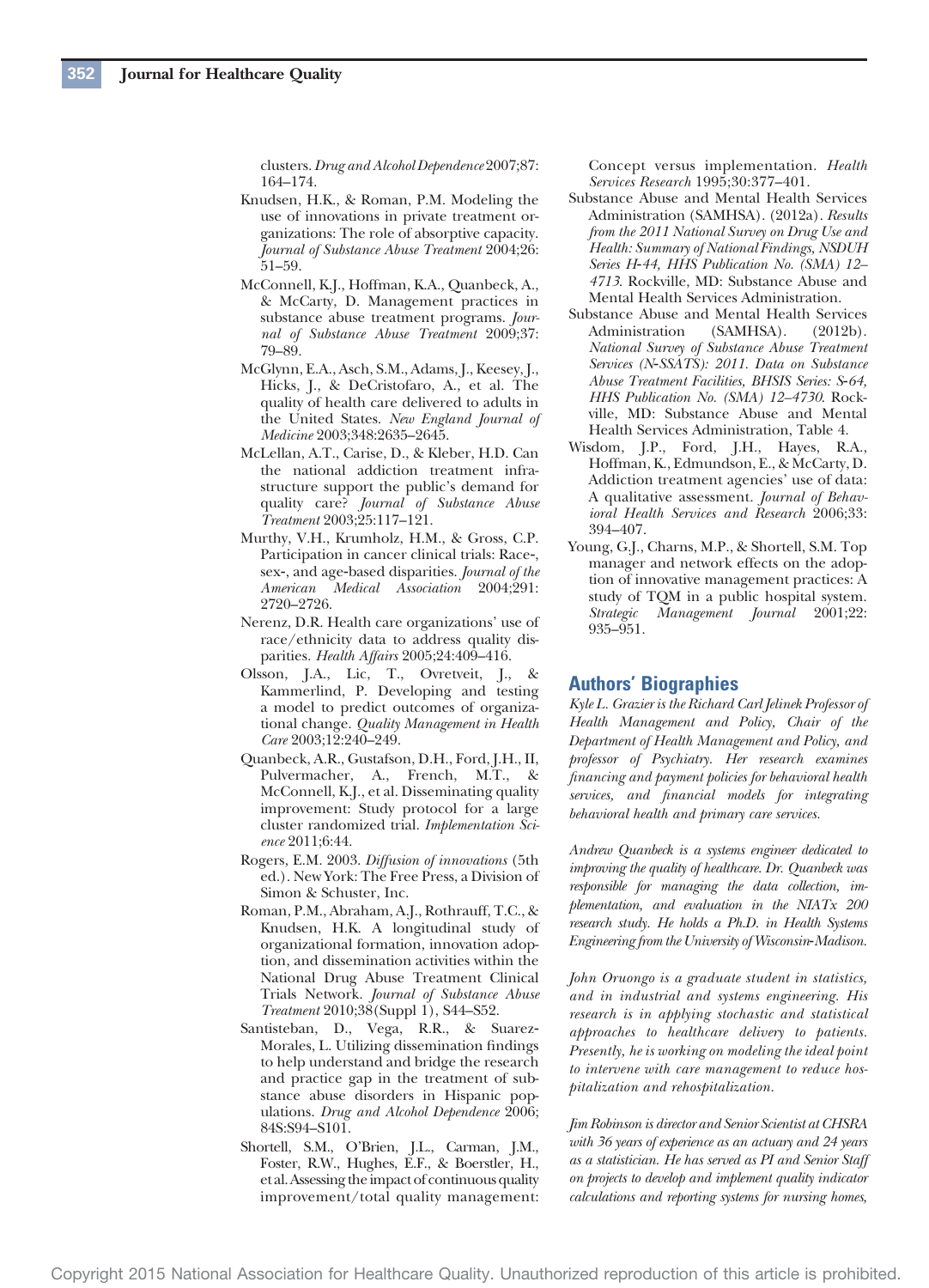clusters. *Drug and Alcohol Dependence* 2007;87: 164–174.

Knudsen, H.K., & Roman, P.M. Modeling the use of innovations in private treatment organizations: The role of absorptive capacity. *Journal of Substance Abuse Treatment* 2004;26: 51–59.

McConnell, K.J., Hoffman, K.A., Quanbeck, A., & McCarty, D. Management practices in substance abuse treatment programs. *Journal of Substance Abuse Treatment* 2009;37: 79–89.

McGlynn, E.A., Asch, S.M., Adams, J., Keesey, J., Hicks, J., & DeCristofaro, A., et al. The quality of health care delivered to adults in the United States. *New England Journal of Medicine* 2003;348:2635–2645.

McLellan, A.T., Carise, D., & Kleber, H.D. Can the national addiction treatment infrastructure support the public's demand for quality care? *Journal of Substance Abuse Treatment* 2003;25:117–121.

Murthy, V.H., Krumholz, H.M., & Gross, C.P. Participation in cancer clinical trials: Race-, sex-, and age-based disparities. *Journal of the American Medical Association* 2004;291: 2720–2726.

Nerenz, D.R. Health care organizations' use of race/ethnicity data to address quality disparities. *Health Affairs* 2005;24:409–416.

Olsson, J.A., Lic, T., Ovretveit, J., & Kammerlind, P. Developing and testing a model to predict outcomes of organizational change. *Quality Management in Health Care* 2003;12:240–249.

Quanbeck, A.R., Gustafson, D.H., Ford, J.H., II, Pulvermacher, A., French, M.T., & McConnell, K.J., et al. Disseminating quality improvement: Study protocol for a large cluster randomized trial. *Implementation Science* 2011;6:44.

Rogers, E.M. 2003. *Diffusion of innovations* (5th ed.). New York: The Free Press, a Division of Simon & Schuster, Inc.

Roman, P.M., Abraham, A.J., Rothrauff, T.C., & Knudsen, H.K. A longitudinal study of organizational formation, innovation adoption, and dissemination activities within the National Drug Abuse Treatment Clinical Trials Network. *Journal of Substance Abuse Treatment* 2010;38(Suppl 1), S44–S52.

Santisteban, D., Vega, R.R., & Suarez-Morales, L. Utilizing dissemination findings to help understand and bridge the research and practice gap in the treatment of substance abuse disorders in Hispanic populations. *Drug and Alcohol Dependence* 2006; 84S:S94–S101.

Shortell, S.M., O'Brien, J.L., Carman, J.M., Foster, R.W., Hughes, E.F., & Boerstler, H., et al. Assessing the impact of continuous quality improvement/total quality management: Concept versus implementation. *Health Services Research* 1995;30:377–401.

Substance Abuse and Mental Health Services Administration (SAMHSA). (2012a). *Results from the 2011 National Survey on Drug Use and Health: Summary of National Findings, NSDUH Series H-44, HHS Publication No. (SMA) 12–4713*. Rockville, MD: Substance Abuse and Mental Health Services Administration.

Substance Abuse and Mental Health Services Administration (SAMHSA). (2012b). *National Survey of Substance Abuse Treatment Services (N-SSATS): 2011. Data on Substance Abuse Treatment Facilities, BHSIS Series: S-64, HHS Publication No. (SMA) 12–4730*. Rockville, MD: Substance Abuse and Mental Health Services Administration, Table 4.

Wisdom, J.P., Ford, J.H., Hayes, R.A., Hoffman, K., Edmundson, E., & McCarty, D. Addiction treatment agencies' use of data: A qualitative assessment. *Journal of Behavioral Health Services and Research* 2006;33: 394–407.

Young, G.J., Charns, M.P., & Shortell, S.M. Top manager and network effects on the adoption of innovative management practices: A study of TQM in a public hospital system. *Strategic Management Journal* 2001;22: 935–951.

## Authors' Biographies

*Kyle L. Grazier is the Richard Carl Jelinek Professor of Health Management and Policy, Chair of the Department of Health Management and Policy, and professor of Psychiatry. Her research examines financing and payment policies for behavioral health services, and financial models for integrating behavioral health and primary care services.*

*Andrew Quanbeck is a systems engineer dedicated to improving the quality of healthcare. Dr. Quanbeck was responsible for managing the data collection, implementation, and evaluation in the NIATx 200 research study. He holds a Ph.D. in Health Systems Engineering from the University of Wisconsin-Madison.*

*John Oruongo is a graduate student in statistics, and in industrial and systems engineering. His research is in applying stochastic and statistical approaches to healthcare delivery to patients. Presently, he is working on modeling the ideal point to intervene with care management to reduce hospitalization and rehospitalization.*

*Jim Robinson is director and Senior Scientist at CHSRA with 36 years of experience as an actuary and 24 years as a statistician. He has served as PI and Senior Staff on projects to develop and implement quality indicator calculations and reporting systems for nursing homes,*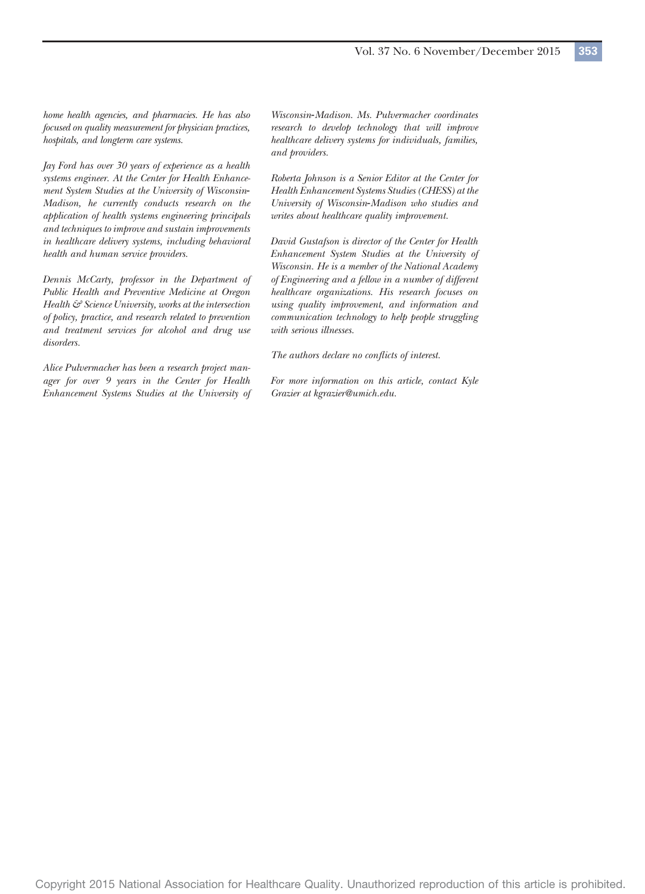*home health agencies, and pharmacies. He has also focused on quality measurement for physician practices, hospitals, and longterm care systems.*

*Jay Ford has over 30 years of experience as a health systems engineer. At the Center for Health Enhancement System Studies at the University of Wisconsin-Madison, he currently conducts research on the application of health systems engineering principals and techniques to improve and sustain improvements in healthcare delivery systems, including behavioral health and human service providers.*

*Dennis McCarty, professor in the Department of Public Health and Preventive Medicine at Oregon Health & Science University, works at the intersection of policy, practice, and research related to prevention and treatment services for alcohol and drug use disorders.*

*Alice Pulvermacher has been a research project manager for over 9 years in the Center for Health Enhancement Systems Studies at the University of Wisconsin-Madison. Ms. Pulvermacher coordinates research to develop technology that will improve healthcare delivery systems for individuals, families, and providers.*

*Roberta Johnson is a Senior Editor at the Center for Health Enhancement Systems Studies (CHESS) at the University of Wisconsin-Madison who studies and writes about healthcare quality improvement.*

*David Gustafson is director of the Center for Health Enhancement System Studies at the University of Wisconsin. He is a member of the National Academy of Engineering and a fellow in a number of different healthcare organizations. His research focuses on using quality improvement, and information and communication technology to help people struggling with serious illnesses.*

*The authors declare no conflicts of interest.*

*For more information on this article, contact Kyle Grazier at kgrazier@umich.edu.*

Copyright 2015 National Association for Healthcare Quality. Unauthorized reproduction of this article is prohibited.